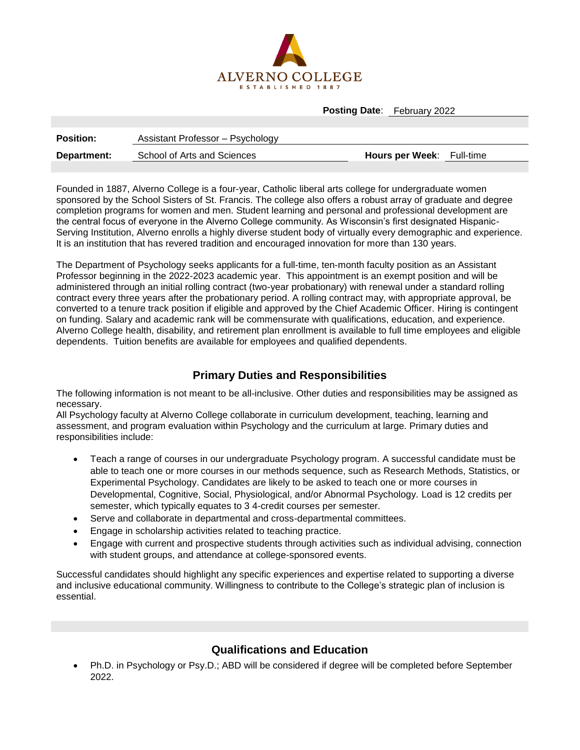ALVERNO COLLEGE

ESTABLISHED 1887

**Posting Date**: February 2022

| | | | |
|---|---|---|---|
| **Position:** | Assistant Professor – Psychology | | |
| **Department:** | School of Arts and Sciences | **Hours per Week**: | Full-time |

Founded in 1887, Alverno College is a four-year, Catholic liberal arts college for undergraduate women sponsored by the School Sisters of St. Francis. The college also offers a robust array of graduate and degree completion programs for women and men. Student learning and personal and professional development are the central focus of everyone in the Alverno College community. As Wisconsin's first designated Hispanic-Serving Institution, Alverno enrolls a highly diverse student body of virtually every demographic and experience. It is an institution that has revered tradition and encouraged innovation for more than 130 years.

The Department of Psychology seeks applicants for a full-time, ten-month faculty position as an Assistant Professor beginning in the 2022-2023 academic year. This appointment is an exempt position and will be administered through an initial rolling contract (two-year probationary) with renewal under a standard rolling contract every three years after the probationary period. A rolling contract may, with appropriate approval, be converted to a tenure track position if eligible and approved by the Chief Academic Officer. Hiring is contingent on funding. Salary and academic rank will be commensurate with qualifications, education, and experience. Alverno College health, disability, and retirement plan enrollment is available to full time employees and eligible dependents. Tuition benefits are available for employees and qualified dependents.

## Primary Duties and Responsibilities

The following information is not meant to be all-inclusive. Other duties and responsibilities may be assigned as necessary.

All Psychology faculty at Alverno College collaborate in curriculum development, teaching, learning and assessment, and program evaluation within Psychology and the curriculum at large. Primary duties and responsibilities include:

- Teach a range of courses in our undergraduate Psychology program. A successful candidate must be able to teach one or more courses in our methods sequence, such as Research Methods, Statistics, or Experimental Psychology. Candidates are likely to be asked to teach one or more courses in Developmental, Cognitive, Social, Physiological, and/or Abnormal Psychology. Load is 12 credits per semester, which typically equates to 3 4-credit courses per semester.
- Serve and collaborate in departmental and cross-departmental committees.
- Engage in scholarship activities related to teaching practice.
- Engage with current and prospective students through activities such as individual advising, connection with student groups, and attendance at college-sponsored events.

Successful candidates should highlight any specific experiences and expertise related to supporting a diverse and inclusive educational community. Willingness to contribute to the College's strategic plan of inclusion is essential.

## Qualifications and Education

- Ph.D. in Psychology or Psy.D.; ABD will be considered if degree will be completed before September 2022.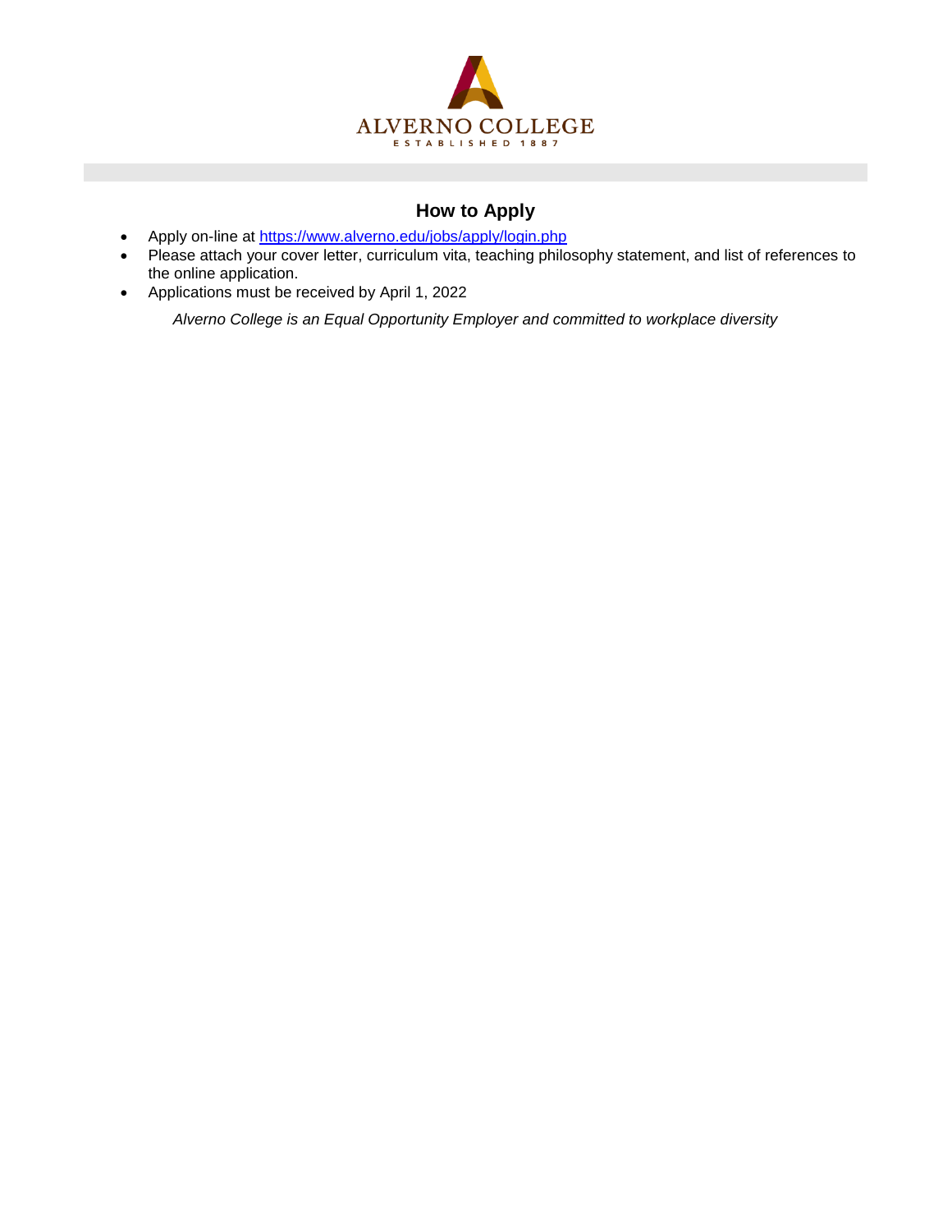ALVERNO COLLEGE

ESTABLISHED 1887

## How to Apply

- Apply on-line at [https://www.alverno.edu/jobs/apply/login.php](https://www.alverno.edu/jobs/apply/login.php)
- Please attach your cover letter, curriculum vita, teaching philosophy statement, and list of references to the online application.
- Applications must be received by April 1, 2022

*Alverno College is an Equal Opportunity Employer and committed to workplace diversity*